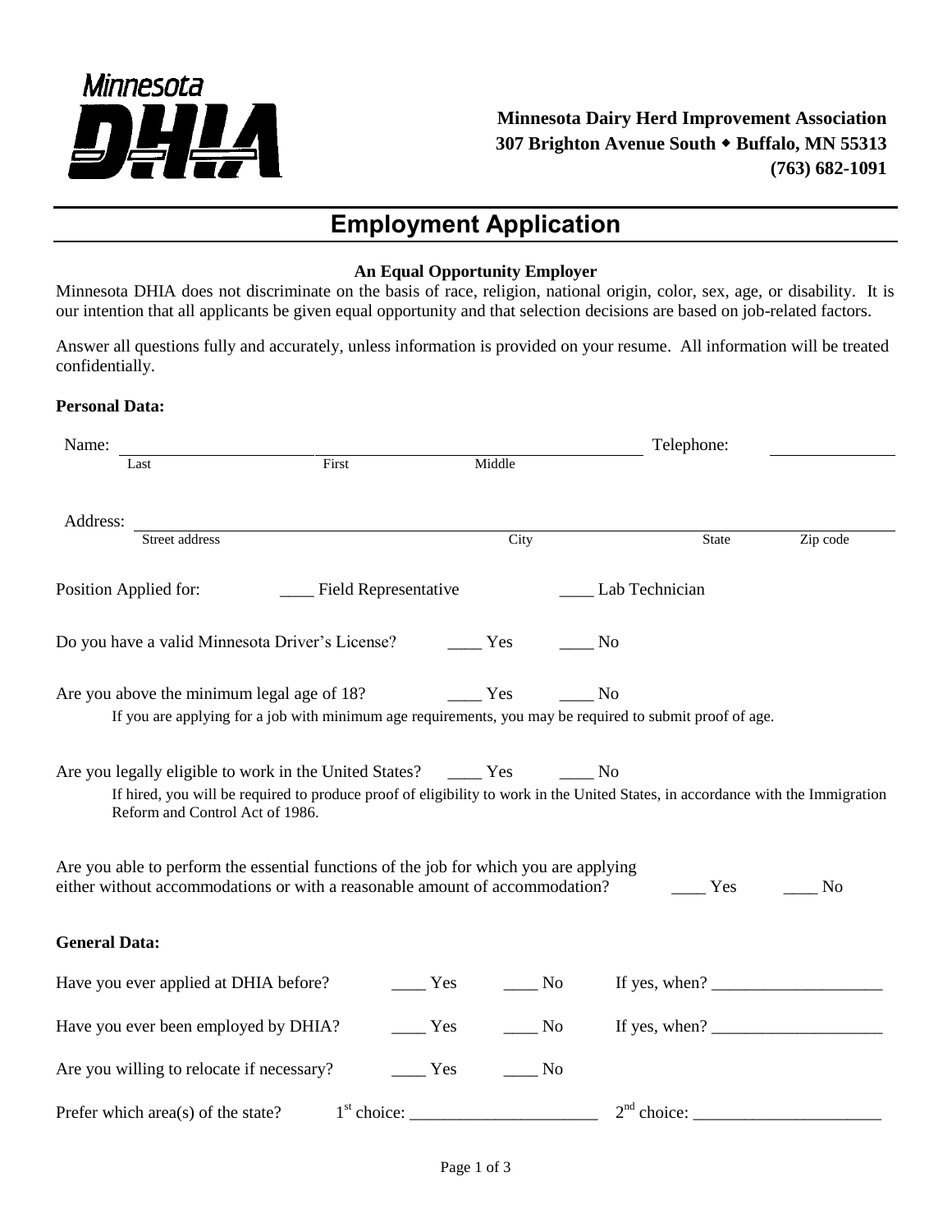Minnesota DHIA

**Minnesota Dairy Herd Improvement Association**
**307 Brighton Avenue South ◆ Buffalo, MN 55313**
**(763) 682-1091**

# Employment Application

**An Equal Opportunity Employer**

Minnesota DHIA does not discriminate on the basis of race, religion, national origin, color, sex, age, or disability. It is our intention that all applicants be given equal opportunity and that selection decisions are based on job-related factors.

Answer all questions fully and accurately, unless information is provided on your resume. All information will be treated confidentially.

**Personal Data:**

Name: ______________________ ______________________ ______________________ Telephone: ______________
Last First Middle

Address: __________________________________________________________________________________
Street address City State Zip code

Position Applied for: ____ Field Representative ____ Lab Technician

Do you have a valid Minnesota Driver's License? ____ Yes ____ No

Are you above the minimum legal age of 18? ____ Yes ____ No

If you are applying for a job with minimum age requirements, you may be required to submit proof of age.

Are you legally eligible to work in the United States? ____ Yes ____ No

If hired, you will be required to produce proof of eligibility to work in the United States, in accordance with the Immigration Reform and Control Act of 1986.

Are you able to perform the essential functions of the job for which you are applying either without accommodations or with a reasonable amount of accommodation? ____ Yes ____ No

**General Data:**

Have you ever applied at DHIA before? ____ Yes ____ No If yes, when? ____________________

Have you ever been employed by DHIA? ____ Yes ____ No If yes, when? ____________________

Are you willing to relocate if necessary? ____ Yes ____ No

Prefer which area(s) of the state? 1st choice: ______________________ 2nd choice: ______________________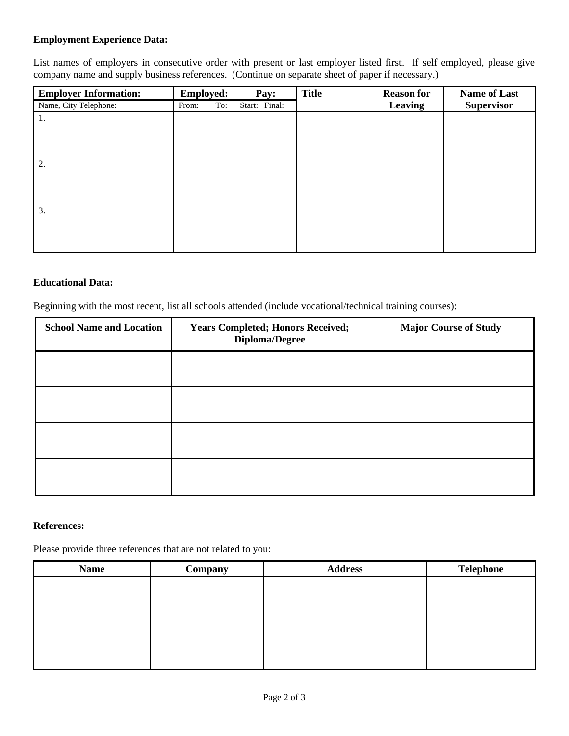**Employment Experience Data:**

List names of employers in consecutive order with present or last employer listed first. If self employed, please give company name and supply business references. (Continue on separate sheet of paper if necessary.)

| **Employer Information:** | **Employed:** | **Pay:** | **Title** | **Reason for Leaving** | **Name of Last Supervisor** |
|---|---|---|---|---|---|
| Name, City Telephone: | From: To: | Start: Final: | | | |
| 1. | | | | | |
| 2. | | | | | |
| 3. | | | | | |

**Educational Data:**

Beginning with the most recent, list all schools attended (include vocational/technical training courses):

| **School Name and Location** | **Years Completed; Honors Received; Diploma/Degree** | **Major Course of Study** |
|---|---|---|
| | | |
| | | |
| | | |
| | | |

**References:**

Please provide three references that are not related to you:

| **Name** | **Company** | **Address** | **Telephone** |
|---|---|---|---|
| | | | |
| | | | |
| | | | |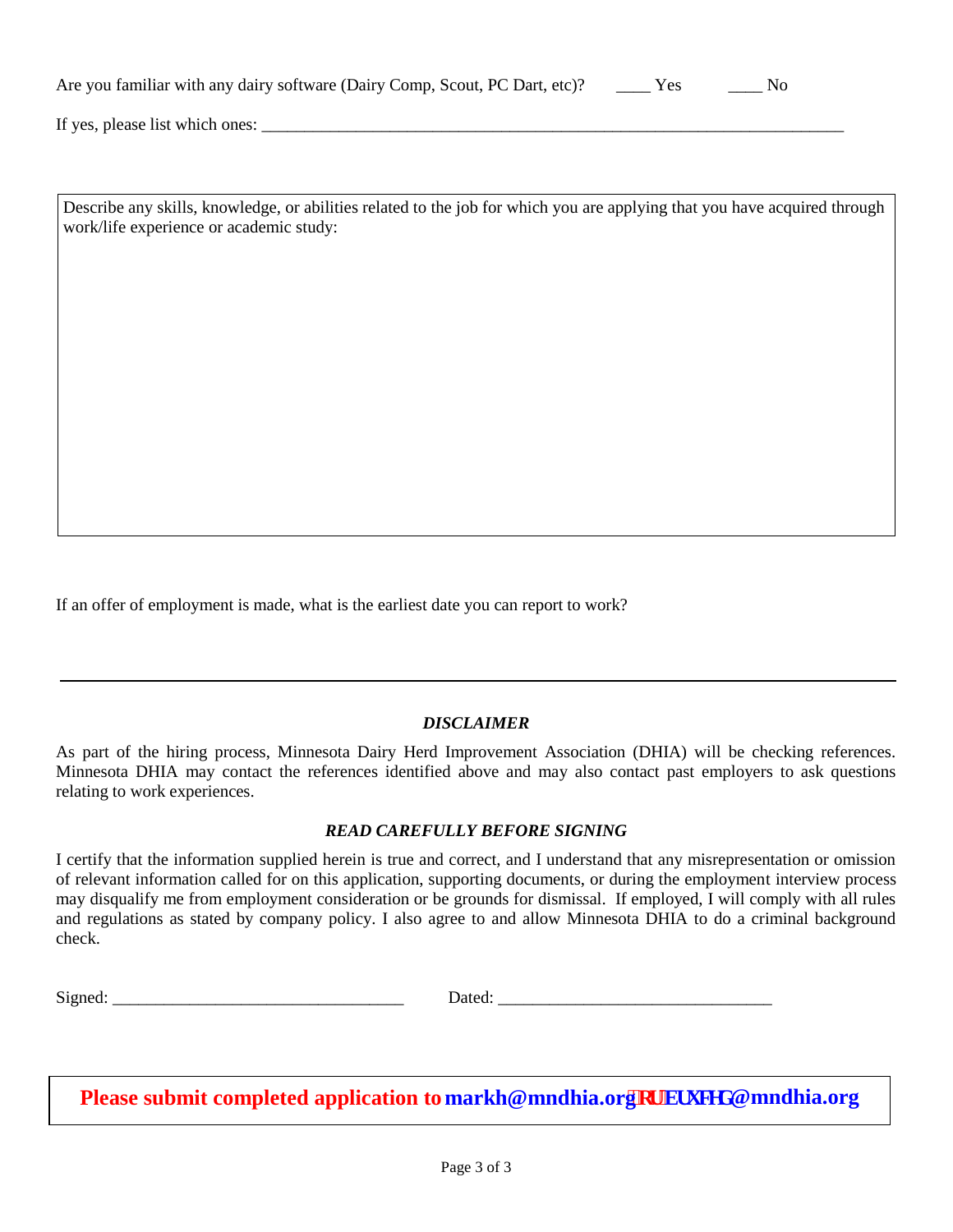Are you familiar with any dairy software (Dairy Comp, Scout, PC Dart, etc)? ____ Yes ____ No

If yes, please list which ones: ________________________________________________________________________

Describe any skills, knowledge, or abilities related to the job for which you are applying that you have acquired through work/life experience or academic study:

If an offer of employment is made, what is the earliest date you can report to work?

---

### *DISCLAIMER*

As part of the hiring process, Minnesota Dairy Herd Improvement Association (DHIA) will be checking references. Minnesota DHIA may contact the references identified above and may also contact past employers to ask questions relating to work experiences.

### *READ CAREFULLY BEFORE SIGNING*

I certify that the information supplied herein is true and correct, and I understand that any misrepresentation or omission of relevant information called for on this application, supporting documents, or during the employment interview process may disqualify me from employment consideration or be grounds for dismissal. If employed, I will comply with all rules and regulations as stated by company policy. I also agree to and allow Minnesota DHIA to do a criminal background check.

Signed: __________________________________ Dated: ________________________________

**Please submit completed application to markh@mndhia.org or bburcred@mndhia.org**